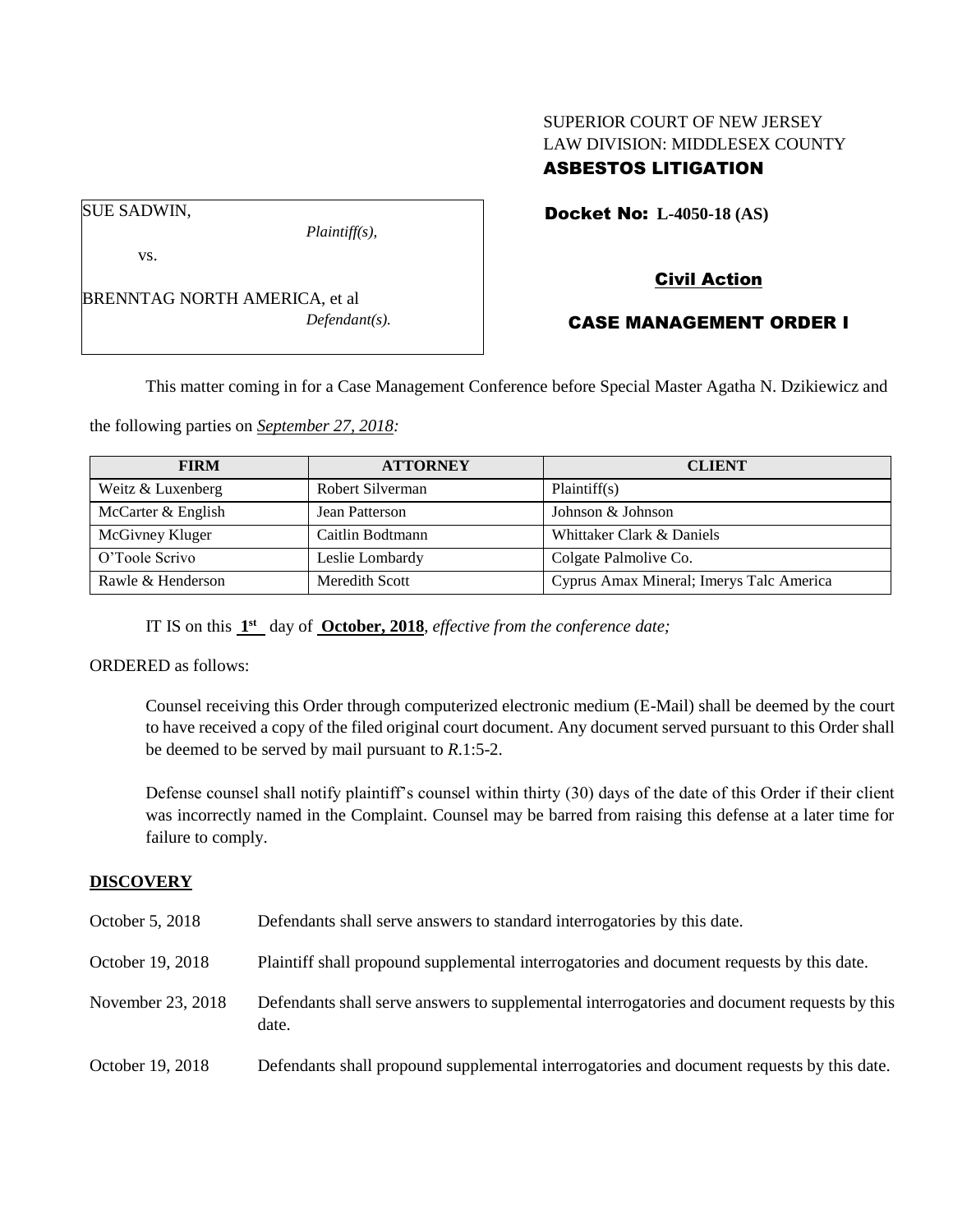SUPERIOR COURT OF NEW JERSEY
LAW DIVISION: MIDDLESEX COUNTY
**ASBESTOS LITIGATION**

SUE SADWIN,
*Plaintiff(s),*

vs.

BRENNTAG NORTH AMERICA, et al
*Defendant(s).*

**Docket No: L-4050-18 (AS)**

**Civil Action**

**CASE MANAGEMENT ORDER I**

This matter coming in for a Case Management Conference before Special Master Agatha N. Dzikiewicz and the following parties on *September 27, 2018:*

| FIRM | ATTORNEY | CLIENT |
|---|---|---|
| Weitz & Luxenberg | Robert Silverman | Plaintiff(s) |
| McCarter & English | Jean Patterson | Johnson & Johnson |
| McGivney Kluger | Caitlin Bodtmann | Whittaker Clark & Daniels |
| O'Toole Scrivo | Leslie Lombardy | Colgate Palmolive Co. |
| Rawle & Henderson | Meredith Scott | Cyprus Amax Mineral; Imerys Talc America |

IT IS on this **1st** day of **October, 2018**, *effective from the conference date;*

ORDERED as follows:

Counsel receiving this Order through computerized electronic medium (E-Mail) shall be deemed by the court to have received a copy of the filed original court document. Any document served pursuant to this Order shall be deemed to be served by mail pursuant to *R*.1:5-2.

Defense counsel shall notify plaintiff's counsel within thirty (30) days of the date of this Order if their client was incorrectly named in the Complaint. Counsel may be barred from raising this defense at a later time for failure to comply.

**DISCOVERY**

October 5, 2018 — Defendants shall serve answers to standard interrogatories by this date.

October 19, 2018 — Plaintiff shall propound supplemental interrogatories and document requests by this date.

November 23, 2018 — Defendants shall serve answers to supplemental interrogatories and document requests by this date.

October 19, 2018 — Defendants shall propound supplemental interrogatories and document requests by this date.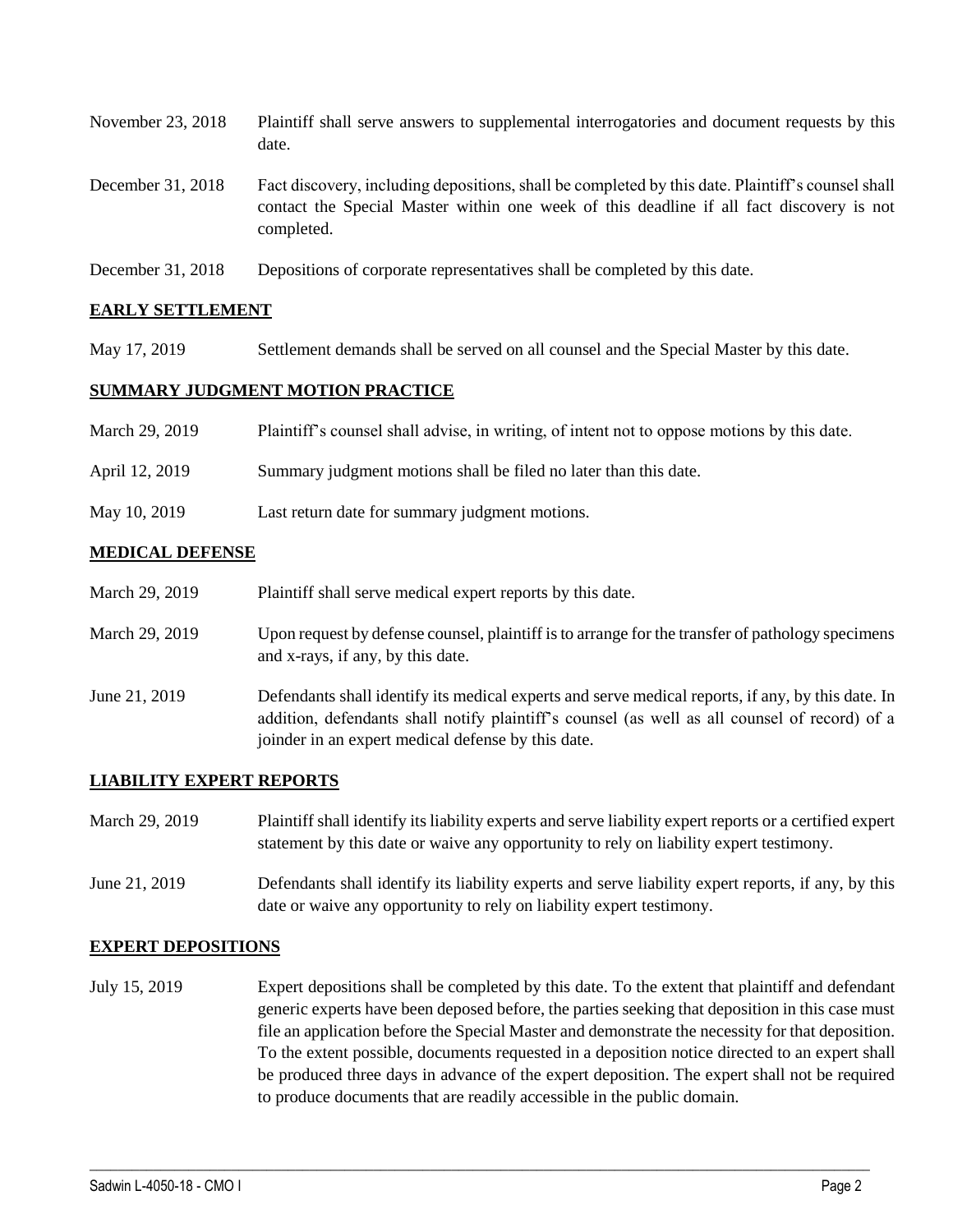| | |
|---|---|
| November 23, 2018 | Plaintiff shall serve answers to supplemental interrogatories and document requests by this date. |
| December 31, 2018 | Fact discovery, including depositions, shall be completed by this date. Plaintiff's counsel shall contact the Special Master within one week of this deadline if all fact discovery is not completed. |
| December 31, 2018 | Depositions of corporate representatives shall be completed by this date. |

## EARLY SETTLEMENT

| | |
|---|---|
| May 17, 2019 | Settlement demands shall be served on all counsel and the Special Master by this date. |

## SUMMARY JUDGMENT MOTION PRACTICE

| | |
|---|---|
| March 29, 2019 | Plaintiff's counsel shall advise, in writing, of intent not to oppose motions by this date. |
| April 12, 2019 | Summary judgment motions shall be filed no later than this date. |
| May 10, 2019 | Last return date for summary judgment motions. |

## MEDICAL DEFENSE

| | |
|---|---|
| March 29, 2019 | Plaintiff shall serve medical expert reports by this date. |
| March 29, 2019 | Upon request by defense counsel, plaintiff is to arrange for the transfer of pathology specimens and x-rays, if any, by this date. |
| June 21, 2019 | Defendants shall identify its medical experts and serve medical reports, if any, by this date. In addition, defendants shall notify plaintiff's counsel (as well as all counsel of record) of a joinder in an expert medical defense by this date. |

## LIABILITY EXPERT REPORTS

| | |
|---|---|
| March 29, 2019 | Plaintiff shall identify its liability experts and serve liability expert reports or a certified expert statement by this date or waive any opportunity to rely on liability expert testimony. |
| June 21, 2019 | Defendants shall identify its liability experts and serve liability expert reports, if any, by this date or waive any opportunity to rely on liability expert testimony. |

## EXPERT DEPOSITIONS

| | |
|---|---|
| July 15, 2019 | Expert depositions shall be completed by this date. To the extent that plaintiff and defendant generic experts have been deposed before, the parties seeking that deposition in this case must file an application before the Special Master and demonstrate the necessity for that deposition. To the extent possible, documents requested in a deposition notice directed to an expert shall be produced three days in advance of the expert deposition. The expert shall not be required to produce documents that are readily accessible in the public domain. |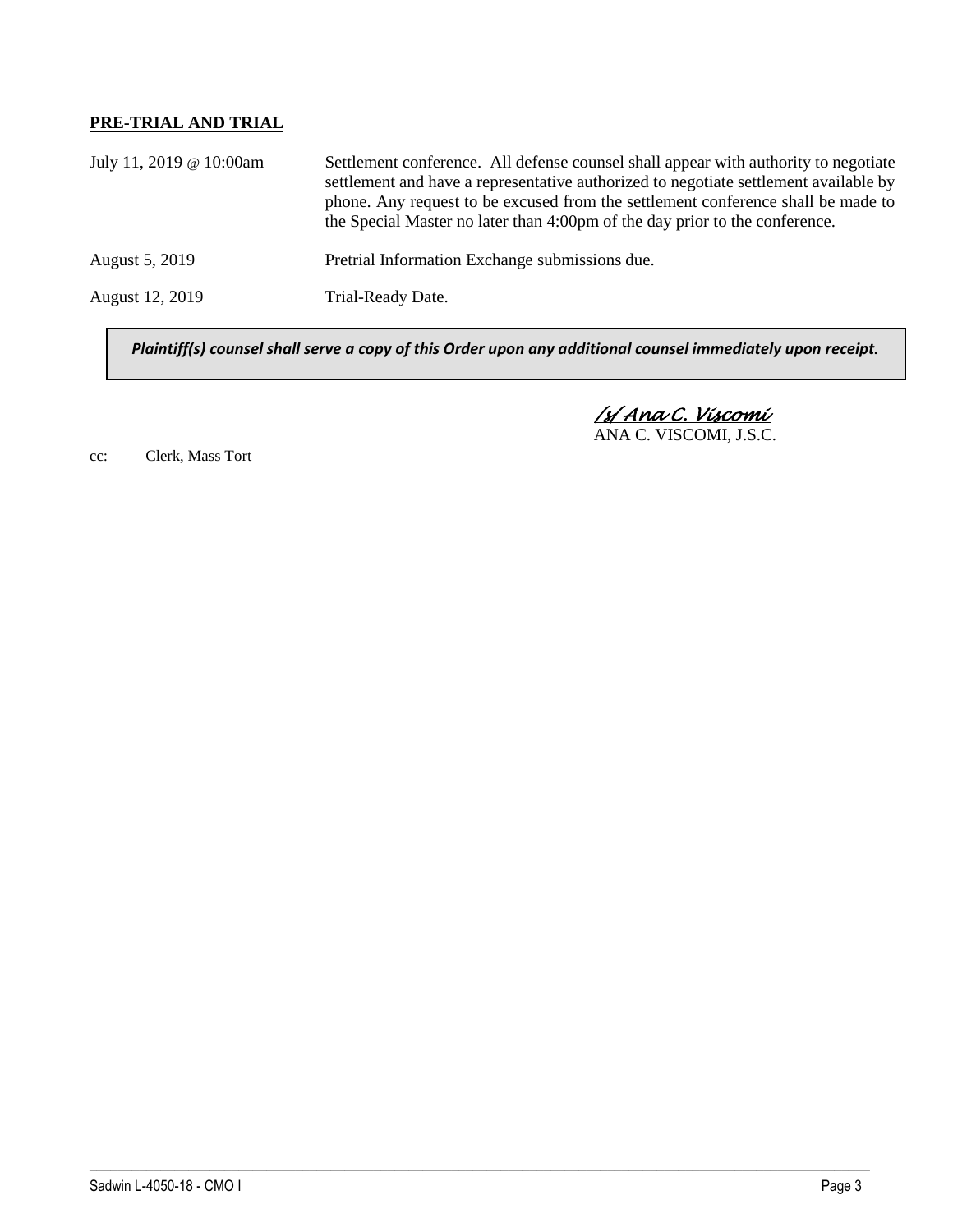**PRE-TRIAL AND TRIAL**

| | |
|---|---|
| July 11, 2019 @ 10:00am | Settlement conference. All defense counsel shall appear with authority to negotiate settlement and have a representative authorized to negotiate settlement available by phone. Any request to be excused from the settlement conference shall be made to the Special Master no later than 4:00pm of the day prior to the conference. |
| August 5, 2019 | Pretrial Information Exchange submissions due. |
| August 12, 2019 | Trial-Ready Date. |

***Plaintiff(s) counsel shall serve a copy of this Order upon any additional counsel immediately upon receipt.***

/s/ Ana C. Viscomi
ANA C. VISCOMI, J.S.C.

cc: Clerk, Mass Tort